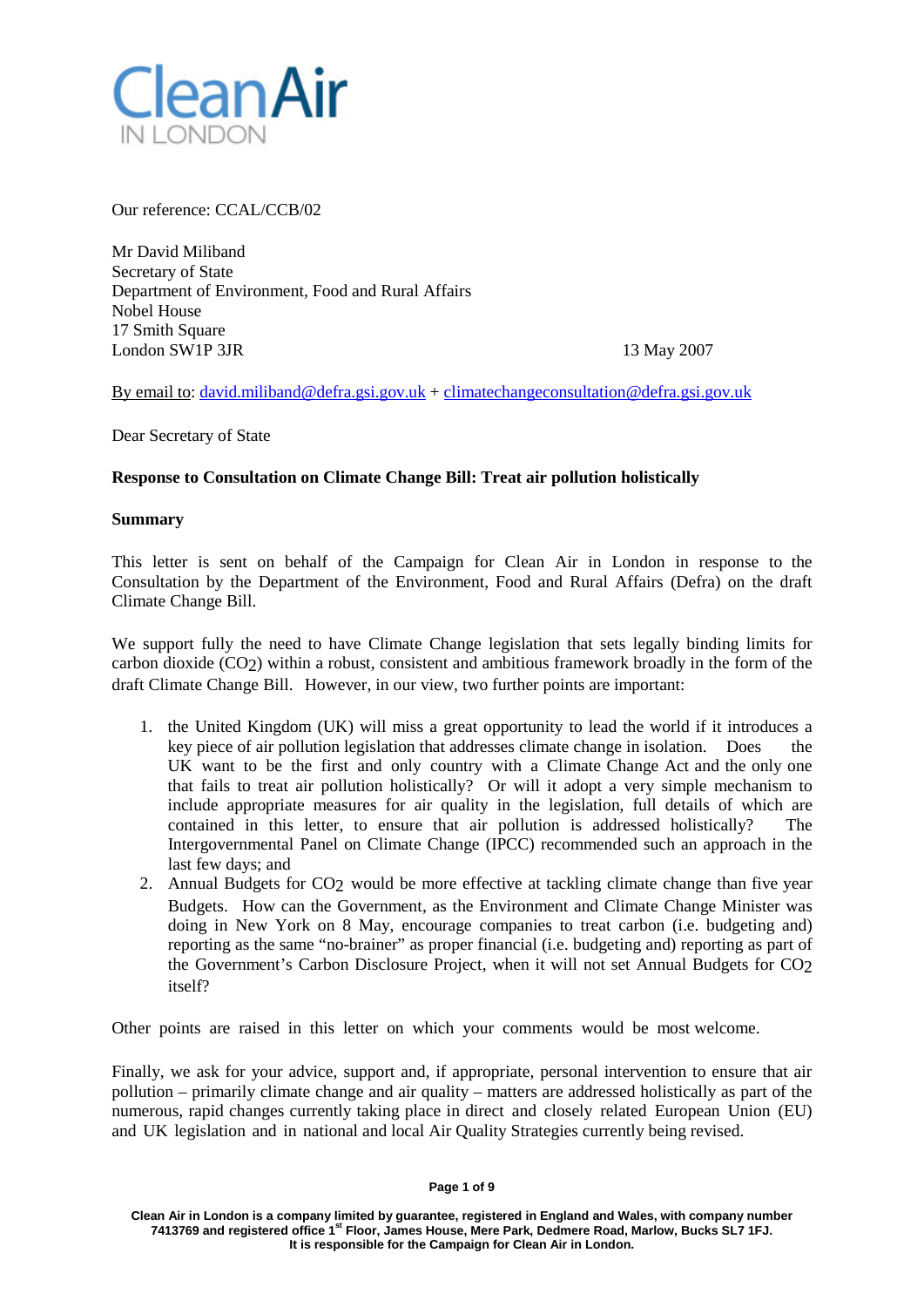Clean Air IN LONDON

Our reference: CCAL/CCB/02

Mr David Miliband
Secretary of State
Department of Environment, Food and Rural Affairs
Nobel House
17 Smith Square
London SW1P 3JR

13 May 2007

By email to: david.miliband@defra.gsi.gov.uk + climatechangeconsultation@defra.gsi.gov.uk

Dear Secretary of State

**Response to Consultation on Climate Change Bill: Treat air pollution holistically**

**Summary**

This letter is sent on behalf of the Campaign for Clean Air in London in response to the Consultation by the Department of the Environment, Food and Rural Affairs (Defra) on the draft Climate Change Bill.

We support fully the need to have Climate Change legislation that sets legally binding limits for carbon dioxide ($CO_2$) within a robust, consistent and ambitious framework broadly in the form of the draft Climate Change Bill. However, in our view, two further points are important:

1. the United Kingdom (UK) will miss a great opportunity to lead the world if it introduces a key piece of air pollution legislation that addresses climate change in isolation. Does the UK want to be the first and only country with a Climate Change Act and the only one that fails to treat air pollution holistically? Or will it adopt a very simple mechanism to include appropriate measures for air quality in the legislation, full details of which are contained in this letter, to ensure that air pollution is addressed holistically? The Intergovernmental Panel on Climate Change (IPCC) recommended such an approach in the last few days; and
2. Annual Budgets for $CO_2$ would be more effective at tackling climate change than five year Budgets. How can the Government, as the Environment and Climate Change Minister was doing in New York on 8 May, encourage companies to treat carbon (i.e. budgeting and) reporting as the same "no-brainer" as proper financial (i.e. budgeting and) reporting as part of the Government's Carbon Disclosure Project, when it will not set Annual Budgets for $CO_2$ itself?

Other points are raised in this letter on which your comments would be most welcome.

Finally, we ask for your advice, support and, if appropriate, personal intervention to ensure that air pollution – primarily climate change and air quality – matters are addressed holistically as part of the numerous, rapid changes currently taking place in direct and closely related European Union (EU) and UK legislation and in national and local Air Quality Strategies currently being revised.

**Clean Air in London is a company limited by guarantee, registered in England and Wales, with company number 7413769 and registered office 1st Floor, James House, Mere Park, Dedmere Road, Marlow, Bucks SL7 1FJ. It is responsible for the Campaign for Clean Air in London.**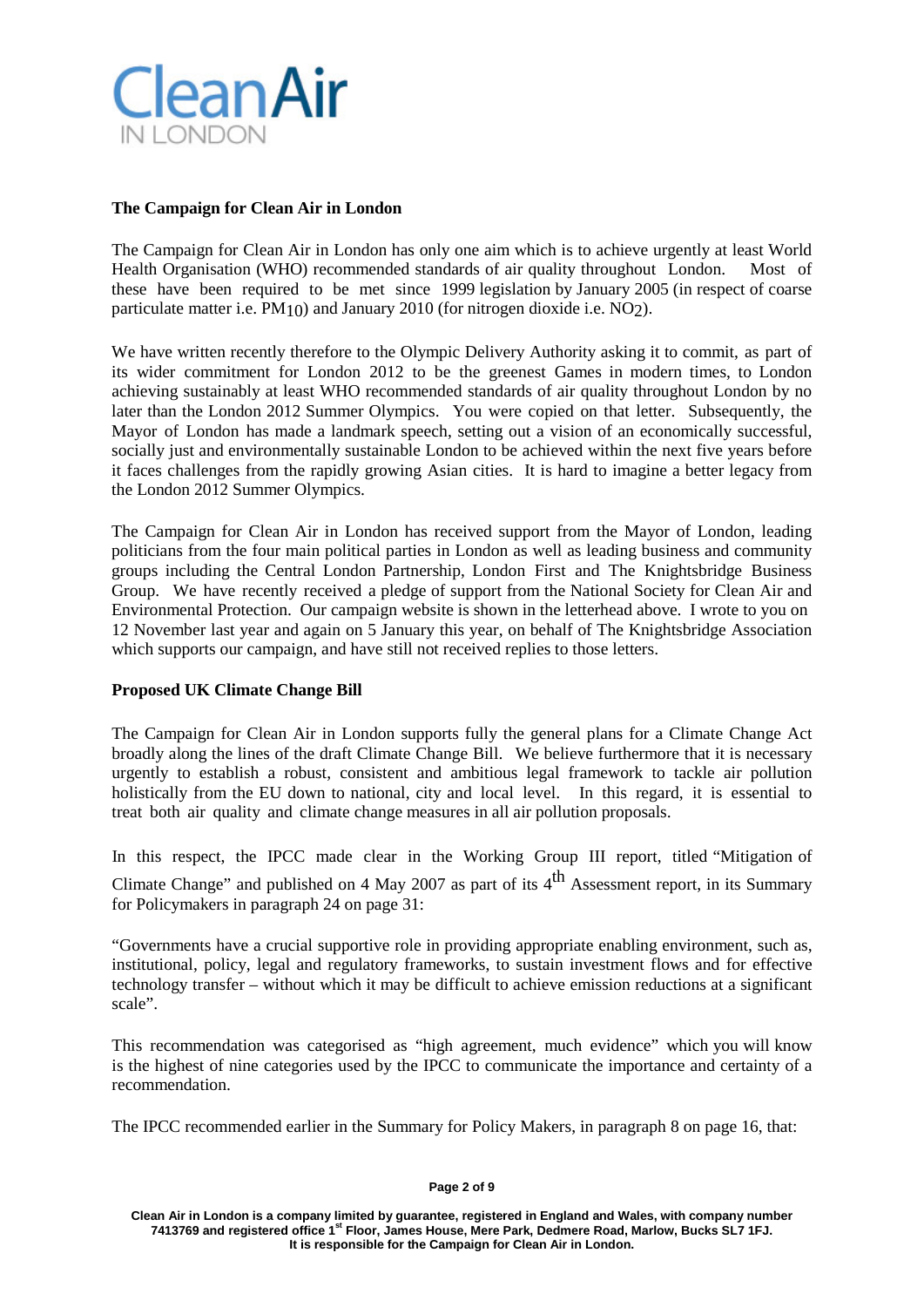# Clean Air IN LONDON

**The Campaign for Clean Air in London**

The Campaign for Clean Air in London has only one aim which is to achieve urgently at least World Health Organisation (WHO) recommended standards of air quality throughout London. Most of these have been required to be met since 1999 legislation by January 2005 (in respect of coarse particulate matter i.e. $PM_{10}$) and January 2010 (for nitrogen dioxide i.e. $NO_2$).

We have written recently therefore to the Olympic Delivery Authority asking it to commit, as part of its wider commitment for London 2012 to be the greenest Games in modern times, to London achieving sustainably at least WHO recommended standards of air quality throughout London by no later than the London 2012 Summer Olympics. You were copied on that letter. Subsequently, the Mayor of London has made a landmark speech, setting out a vision of an economically successful, socially just and environmentally sustainable London to be achieved within the next five years before it faces challenges from the rapidly growing Asian cities. It is hard to imagine a better legacy from the London 2012 Summer Olympics.

The Campaign for Clean Air in London has received support from the Mayor of London, leading politicians from the four main political parties in London as well as leading business and community groups including the Central London Partnership, London First and The Knightsbridge Business Group. We have recently received a pledge of support from the National Society for Clean Air and Environmental Protection. Our campaign website is shown in the letterhead above. I wrote to you on 12 November last year and again on 5 January this year, on behalf of The Knightsbridge Association which supports our campaign, and have still not received replies to those letters.

**Proposed UK Climate Change Bill**

The Campaign for Clean Air in London supports fully the general plans for a Climate Change Act broadly along the lines of the draft Climate Change Bill. We believe furthermore that it is necessary urgently to establish a robust, consistent and ambitious legal framework to tackle air pollution holistically from the EU down to national, city and local level. In this regard, it is essential to treat both air quality and climate change measures in all air pollution proposals.

In this respect, the IPCC made clear in the Working Group III report, titled "Mitigation of Climate Change" and published on 4 May 2007 as part of its 4th Assessment report, in its Summary for Policymakers in paragraph 24 on page 31:

"Governments have a crucial supportive role in providing appropriate enabling environment, such as, institutional, policy, legal and regulatory frameworks, to sustain investment flows and for effective technology transfer – without which it may be difficult to achieve emission reductions at a significant scale".

This recommendation was categorised as "high agreement, much evidence" which you will know is the highest of nine categories used by the IPCC to communicate the importance and certainty of a recommendation.

The IPCC recommended earlier in the Summary for Policy Makers, in paragraph 8 on page 16, that:

Clean Air in London is a company limited by guarantee, registered in England and Wales, with company number 7413769 and registered office 1st Floor, James House, Mere Park, Dedmere Road, Marlow, Bucks SL7 1FJ. It is responsible for the Campaign for Clean Air in London.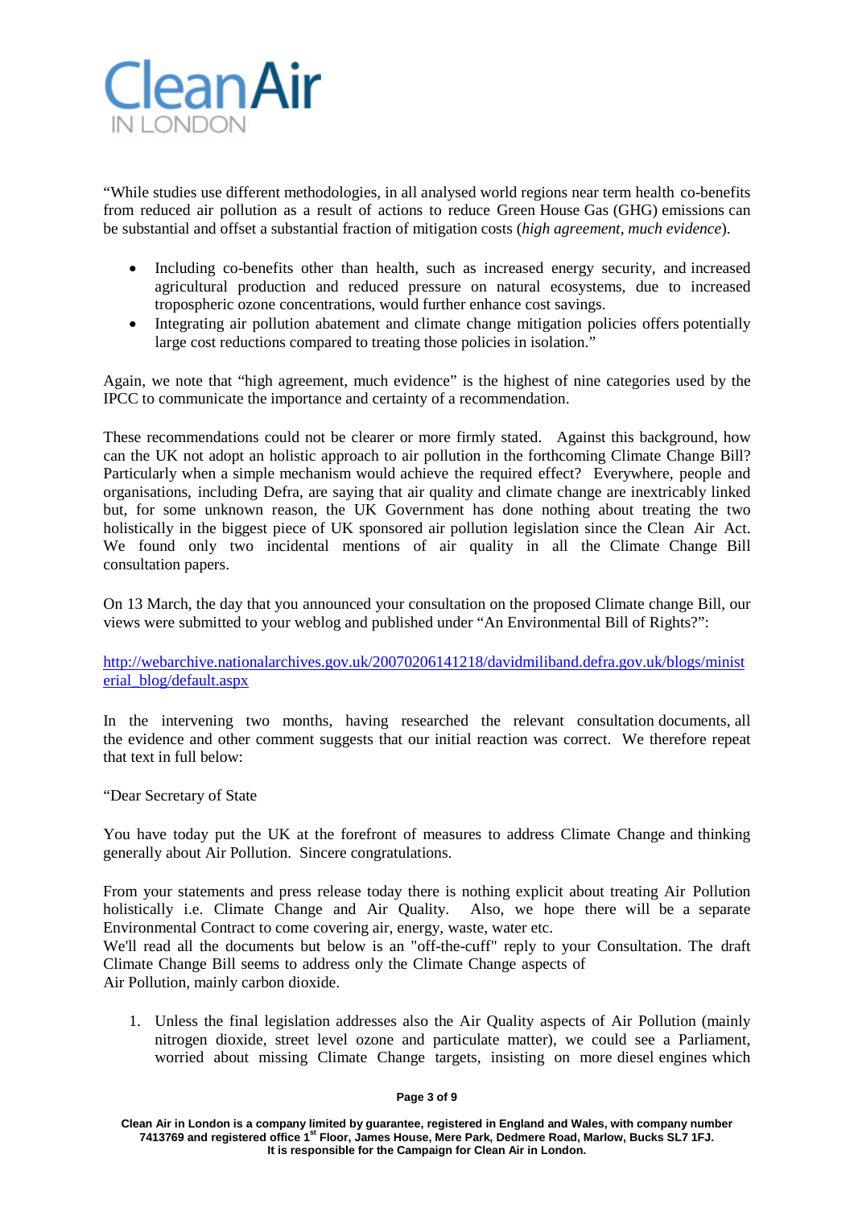"While studies use different methodologies, in all analysed world regions near term health co-benefits from reduced air pollution as a result of actions to reduce Green House Gas (GHG) emissions can be substantial and offset a substantial fraction of mitigation costs (*high agreement, much evidence*).

- Including co-benefits other than health, such as increased energy security, and increased agricultural production and reduced pressure on natural ecosystems, due to increased tropospheric ozone concentrations, would further enhance cost savings.
- Integrating air pollution abatement and climate change mitigation policies offers potentially large cost reductions compared to treating those policies in isolation."

Again, we note that "high agreement, much evidence" is the highest of nine categories used by the IPCC to communicate the importance and certainty of a recommendation.

These recommendations could not be clearer or more firmly stated. Against this background, how can the UK not adopt an holistic approach to air pollution in the forthcoming Climate Change Bill? Particularly when a simple mechanism would achieve the required effect? Everywhere, people and organisations, including Defra, are saying that air quality and climate change are inextricably linked but, for some unknown reason, the UK Government has done nothing about treating the two holistically in the biggest piece of UK sponsored air pollution legislation since the Clean Air Act. We found only two incidental mentions of air quality in all the Climate Change Bill consultation papers.

On 13 March, the day that you announced your consultation on the proposed Climate change Bill, our views were submitted to your weblog and published under "An Environmental Bill of Rights?":

http://webarchive.nationalarchives.gov.uk/20070206141218/davidmiliband.defra.gov.uk/blogs/ministerial_blog/default.aspx

In the intervening two months, having researched the relevant consultation documents, all the evidence and other comment suggests that our initial reaction was correct. We therefore repeat that text in full below:

"Dear Secretary of State

You have today put the UK at the forefront of measures to address Climate Change and thinking generally about Air Pollution. Sincere congratulations.

From your statements and press release today there is nothing explicit about treating Air Pollution holistically i.e. Climate Change and Air Quality. Also, we hope there will be a separate Environmental Contract to come covering air, energy, waste, water etc.
We'll read all the documents but below is an "off-the-cuff" reply to your Consultation. The draft Climate Change Bill seems to address only the Climate Change aspects of
Air Pollution, mainly carbon dioxide.

1. Unless the final legislation addresses also the Air Quality aspects of Air Pollution (mainly nitrogen dioxide, street level ozone and particulate matter), we could see a Parliament, worried about missing Climate Change targets, insisting on more diesel engines which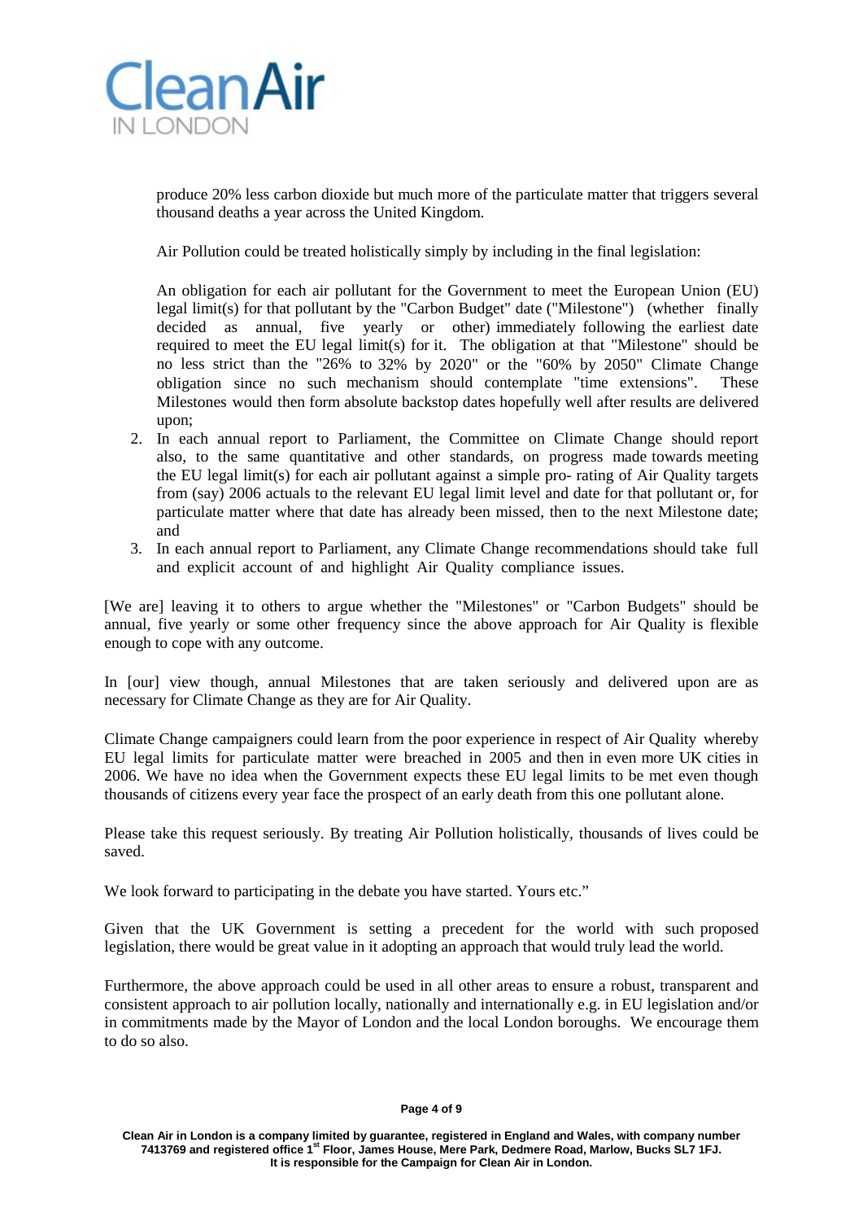produce 20% less carbon dioxide but much more of the particulate matter that triggers several thousand deaths a year across the United Kingdom.

Air Pollution could be treated holistically simply by including in the final legislation:

An obligation for each air pollutant for the Government to meet the European Union (EU) legal limit(s) for that pollutant by the "Carbon Budget" date ("Milestone") (whether finally decided as annual, five yearly or other) immediately following the earliest date required to meet the EU legal limit(s) for it. The obligation at that "Milestone" should be no less strict than the "26% to 32% by 2020" or the "60% by 2050" Climate Change obligation since no such mechanism should contemplate "time extensions". These Milestones would then form absolute backstop dates hopefully well after results are delivered upon;

2. In each annual report to Parliament, the Committee on Climate Change should report also, to the same quantitative and other standards, on progress made towards meeting the EU legal limit(s) for each air pollutant against a simple pro- rating of Air Quality targets from (say) 2006 actuals to the relevant EU legal limit level and date for that pollutant or, for particulate matter where that date has already been missed, then to the next Milestone date; and
3. In each annual report to Parliament, any Climate Change recommendations should take full and explicit account of and highlight Air Quality compliance issues.

[We are] leaving it to others to argue whether the "Milestones" or "Carbon Budgets" should be annual, five yearly or some other frequency since the above approach for Air Quality is flexible enough to cope with any outcome.

In [our] view though, annual Milestones that are taken seriously and delivered upon are as necessary for Climate Change as they are for Air Quality.

Climate Change campaigners could learn from the poor experience in respect of Air Quality whereby EU legal limits for particulate matter were breached in 2005 and then in even more UK cities in 2006. We have no idea when the Government expects these EU legal limits to be met even though thousands of citizens every year face the prospect of an early death from this one pollutant alone.

Please take this request seriously. By treating Air Pollution holistically, thousands of lives could be saved.

We look forward to participating in the debate you have started. Yours etc."

Given that the UK Government is setting a precedent for the world with such proposed legislation, there would be great value in it adopting an approach that would truly lead the world.

Furthermore, the above approach could be used in all other areas to ensure a robust, transparent and consistent approach to air pollution locally, nationally and internationally e.g. in EU legislation and/or in commitments made by the Mayor of London and the local London boroughs. We encourage them to do so also.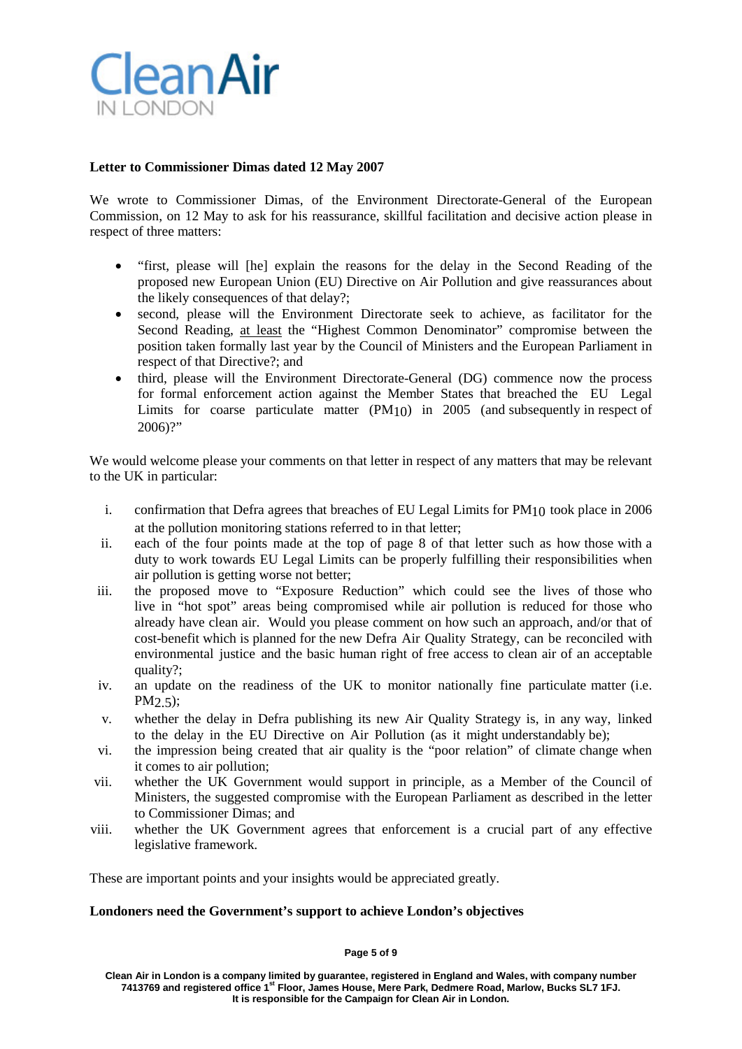**Letter to Commissioner Dimas dated 12 May 2007**

We wrote to Commissioner Dimas, of the Environment Directorate-General of the European Commission, on 12 May to ask for his reassurance, skillful facilitation and decisive action please in respect of three matters:

- "first, please will [he] explain the reasons for the delay in the Second Reading of the proposed new European Union (EU) Directive on Air Pollution and give reassurances about the likely consequences of that delay?;
- second, please will the Environment Directorate seek to achieve, as facilitator for the Second Reading, at least the "Highest Common Denominator" compromise between the position taken formally last year by the Council of Ministers and the European Parliament in respect of that Directive?; and
- third, please will the Environment Directorate-General (DG) commence now the process for formal enforcement action against the Member States that breached the EU Legal Limits for coarse particulate matter ($PM_{10}$) in 2005 (and subsequently in respect of 2006)?"

We would welcome please your comments on that letter in respect of any matters that may be relevant to the UK in particular:

i. confirmation that Defra agrees that breaches of EU Legal Limits for $PM_{10}$ took place in 2006 at the pollution monitoring stations referred to in that letter;
ii. each of the four points made at the top of page 8 of that letter such as how those with a duty to work towards EU Legal Limits can be properly fulfilling their responsibilities when air pollution is getting worse not better;
iii. the proposed move to "Exposure Reduction" which could see the lives of those who live in "hot spot" areas being compromised while air pollution is reduced for those who already have clean air. Would you please comment on how such an approach, and/or that of cost-benefit which is planned for the new Defra Air Quality Strategy, can be reconciled with environmental justice and the basic human right of free access to clean air of an acceptable quality?;
iv. an update on the readiness of the UK to monitor nationally fine particulate matter (i.e. $PM_{2.5}$);
v. whether the delay in Defra publishing its new Air Quality Strategy is, in any way, linked to the delay in the EU Directive on Air Pollution (as it might understandably be);
vi. the impression being created that air quality is the "poor relation" of climate change when it comes to air pollution;
vii. whether the UK Government would support in principle, as a Member of the Council of Ministers, the suggested compromise with the European Parliament as described in the letter to Commissioner Dimas; and
viii. whether the UK Government agrees that enforcement is a crucial part of any effective legislative framework.

These are important points and your insights would be appreciated greatly.

**Londoners need the Government's support to achieve London's objectives**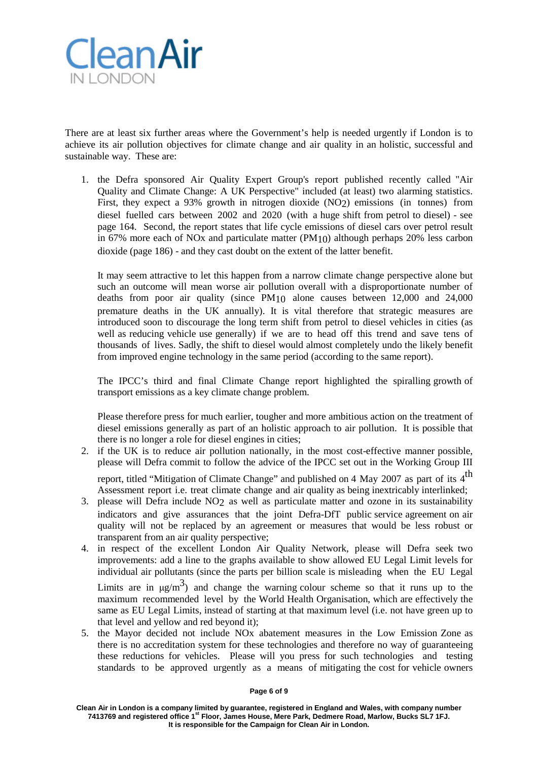There are at least six further areas where the Government's help is needed urgently if London is to achieve its air pollution objectives for climate change and air quality in an holistic, successful and sustainable way. These are:

1. the Defra sponsored Air Quality Expert Group's report published recently called "Air Quality and Climate Change: A UK Perspective" included (at least) two alarming statistics. First, they expect a 93% growth in nitrogen dioxide ($NO_2$) emissions (in tonnes) from diesel fuelled cars between 2002 and 2020 (with a huge shift from petrol to diesel) - see page 164. Second, the report states that life cycle emissions of diesel cars over petrol result in 67% more each of NOx and particulate matter ($PM_{10}$) although perhaps 20% less carbon dioxide (page 186) - and they cast doubt on the extent of the latter benefit.

   It may seem attractive to let this happen from a narrow climate change perspective alone but such an outcome will mean worse air pollution overall with a disproportionate number of deaths from poor air quality (since $PM_{10}$ alone causes between 12,000 and 24,000 premature deaths in the UK annually). It is vital therefore that strategic measures are introduced soon to discourage the long term shift from petrol to diesel vehicles in cities (as well as reducing vehicle use generally) if we are to head off this trend and save tens of thousands of lives. Sadly, the shift to diesel would almost completely undo the likely benefit from improved engine technology in the same period (according to the same report).

   The IPCC's third and final Climate Change report highlighted the spiralling growth of transport emissions as a key climate change problem.

   Please therefore press for much earlier, tougher and more ambitious action on the treatment of diesel emissions generally as part of an holistic approach to air pollution. It is possible that there is no longer a role for diesel engines in cities;
2. if the UK is to reduce air pollution nationally, in the most cost-effective manner possible, please will Defra commit to follow the advice of the IPCC set out in the Working Group III report, titled "Mitigation of Climate Change" and published on 4 May 2007 as part of its 4th Assessment report i.e. treat climate change and air quality as being inextricably interlinked;
3. please will Defra include $NO_2$ as well as particulate matter and ozone in its sustainability indicators and give assurances that the joint Defra-DfT public service agreement on air quality will not be replaced by an agreement or measures that would be less robust or transparent from an air quality perspective;
4. in respect of the excellent London Air Quality Network, please will Defra seek two improvements: add a line to the graphs available to show allowed EU Legal Limit levels for individual air pollutants (since the parts per billion scale is misleading when the EU Legal Limits are in $\mu g/m^3$) and change the warning colour scheme so that it runs up to the maximum recommended level by the World Health Organisation, which are effectively the same as EU Legal Limits, instead of starting at that maximum level (i.e. not have green up to that level and yellow and red beyond it);
5. the Mayor decided not include NOx abatement measures in the Low Emission Zone as there is no accreditation system for these technologies and therefore no way of guaranteeing these reductions for vehicles. Please will you press for such technologies and testing standards to be approved urgently as a means of mitigating the cost for vehicle owners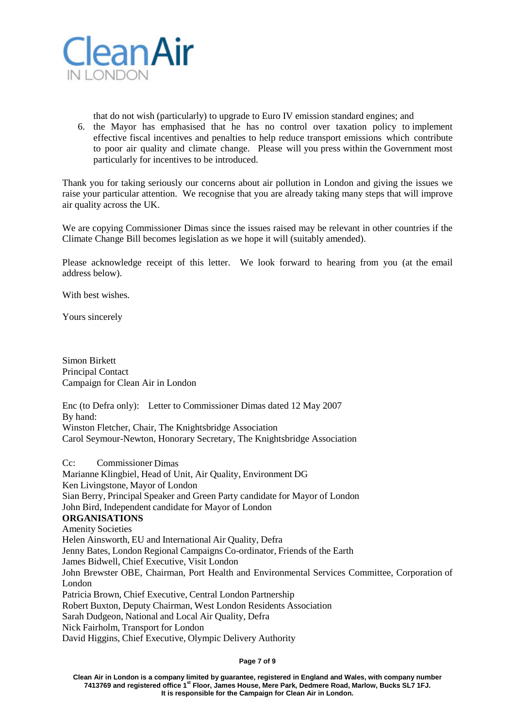that do not wish (particularly) to upgrade to Euro IV emission standard engines; and

6. the Mayor has emphasised that he has no control over taxation policy to implement effective fiscal incentives and penalties to help reduce transport emissions which contribute to poor air quality and climate change. Please will you press within the Government most particularly for incentives to be introduced.

Thank you for taking seriously our concerns about air pollution in London and giving the issues we raise your particular attention. We recognise that you are already taking many steps that will improve air quality across the UK.

We are copying Commissioner Dimas since the issues raised may be relevant in other countries if the Climate Change Bill becomes legislation as we hope it will (suitably amended).

Please acknowledge receipt of this letter. We look forward to hearing from you (at the email address below).

With best wishes.

Yours sincerely

Simon Birkett
Principal Contact
Campaign for Clean Air in London

Enc (to Defra only): Letter to Commissioner Dimas dated 12 May 2007
By hand:
Winston Fletcher, Chair, The Knightsbridge Association
Carol Seymour-Newton, Honorary Secretary, The Knightsbridge Association

Cc: Commissioner Dimas
Marianne Klingbiel, Head of Unit, Air Quality, Environment DG
Ken Livingstone, Mayor of London
Sian Berry, Principal Speaker and Green Party candidate for Mayor of London
John Bird, Independent candidate for Mayor of London

**ORGANISATIONS**

Amenity Societies
Helen Ainsworth, EU and International Air Quality, Defra
Jenny Bates, London Regional Campaigns Co-ordinator, Friends of the Earth
James Bidwell, Chief Executive, Visit London
John Brewster OBE, Chairman, Port Health and Environmental Services Committee, Corporation of London
Patricia Brown, Chief Executive, Central London Partnership
Robert Buxton, Deputy Chairman, West London Residents Association
Sarah Dudgeon, National and Local Air Quality, Defra
Nick Fairholm, Transport for London
David Higgins, Chief Executive, Olympic Delivery Authority

**Clean Air in London is a company limited by guarantee, registered in England and Wales, with company number 7413769 and registered office 1st Floor, James House, Mere Park, Dedmere Road, Marlow, Bucks SL7 1FJ. It is responsible for the Campaign for Clean Air in London.**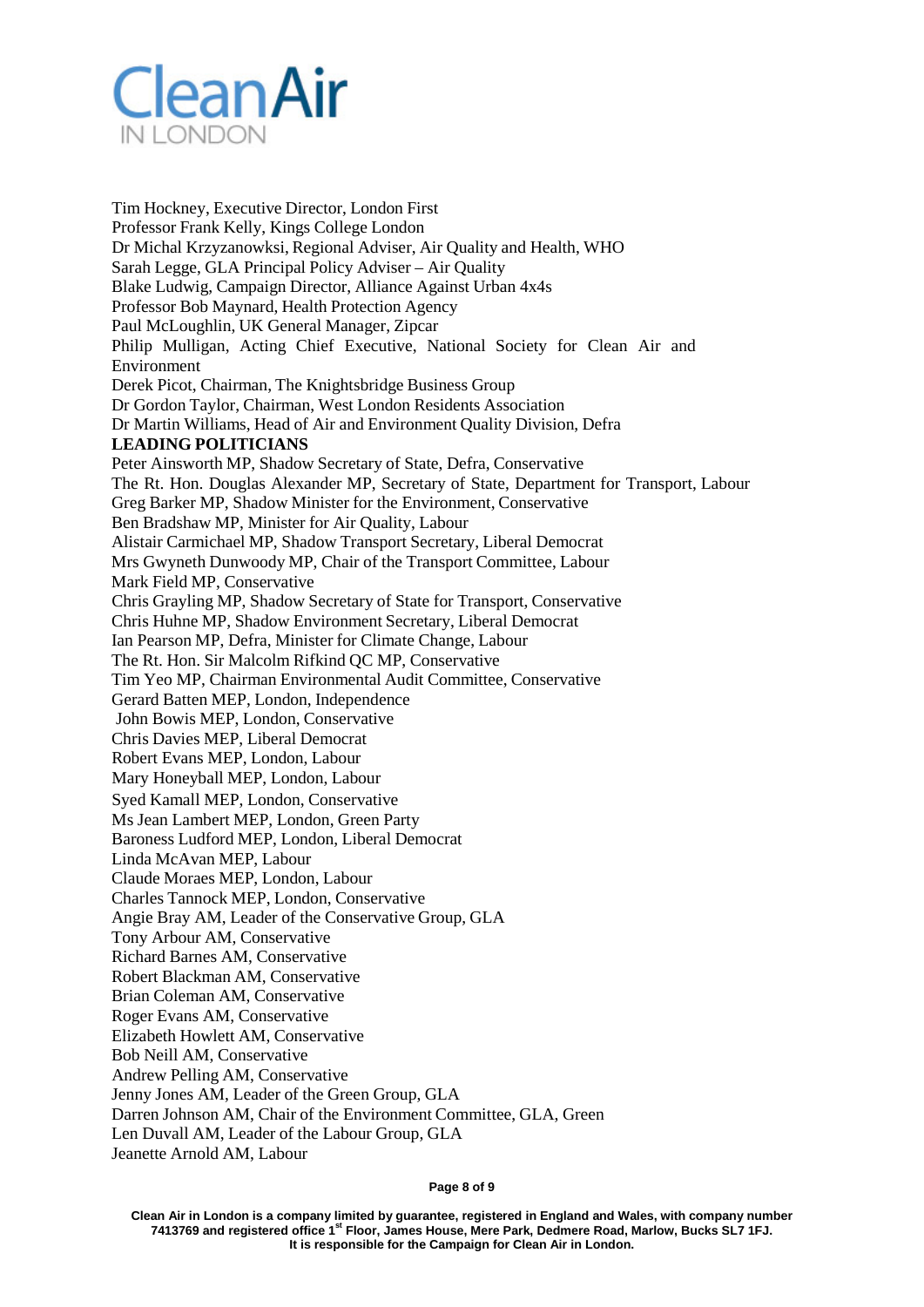Tim Hockney, Executive Director, London First
Professor Frank Kelly, Kings College London
Dr Michal Krzyzanowksi, Regional Adviser, Air Quality and Health, WHO
Sarah Legge, GLA Principal Policy Adviser – Air Quality
Blake Ludwig, Campaign Director, Alliance Against Urban 4x4s
Professor Bob Maynard, Health Protection Agency
Paul McLoughlin, UK General Manager, Zipcar
Philip Mulligan, Acting Chief Executive, National Society for Clean Air and Environment
Derek Picot, Chairman, The Knightsbridge Business Group
Dr Gordon Taylor, Chairman, West London Residents Association
Dr Martin Williams, Head of Air and Environment Quality Division, Defra

**LEADING POLITICIANS**

Peter Ainsworth MP, Shadow Secretary of State, Defra, Conservative
The Rt. Hon. Douglas Alexander MP, Secretary of State, Department for Transport, Labour
Greg Barker MP, Shadow Minister for the Environment, Conservative
Ben Bradshaw MP, Minister for Air Quality, Labour
Alistair Carmichael MP, Shadow Transport Secretary, Liberal Democrat
Mrs Gwyneth Dunwoody MP, Chair of the Transport Committee, Labour
Mark Field MP, Conservative
Chris Grayling MP, Shadow Secretary of State for Transport, Conservative
Chris Huhne MP, Shadow Environment Secretary, Liberal Democrat
Ian Pearson MP, Defra, Minister for Climate Change, Labour
The Rt. Hon. Sir Malcolm Rifkind QC MP, Conservative
Tim Yeo MP, Chairman Environmental Audit Committee, Conservative
Gerard Batten MEP, London, Independence
John Bowis MEP, London, Conservative
Chris Davies MEP, Liberal Democrat
Robert Evans MEP, London, Labour
Mary Honeyball MEP, London, Labour
Syed Kamall MEP, London, Conservative
Ms Jean Lambert MEP, London, Green Party
Baroness Ludford MEP, London, Liberal Democrat
Linda McAvan MEP, Labour
Claude Moraes MEP, London, Labour
Charles Tannock MEP, London, Conservative
Angie Bray AM, Leader of the Conservative Group, GLA
Tony Arbour AM, Conservative
Richard Barnes AM, Conservative
Robert Blackman AM, Conservative
Brian Coleman AM, Conservative
Roger Evans AM, Conservative
Elizabeth Howlett AM, Conservative
Bob Neill AM, Conservative
Andrew Pelling AM, Conservative
Jenny Jones AM, Leader of the Green Group, GLA
Darren Johnson AM, Chair of the Environment Committee, GLA, Green
Len Duvall AM, Leader of the Labour Group, GLA
Jeanette Arnold AM, Labour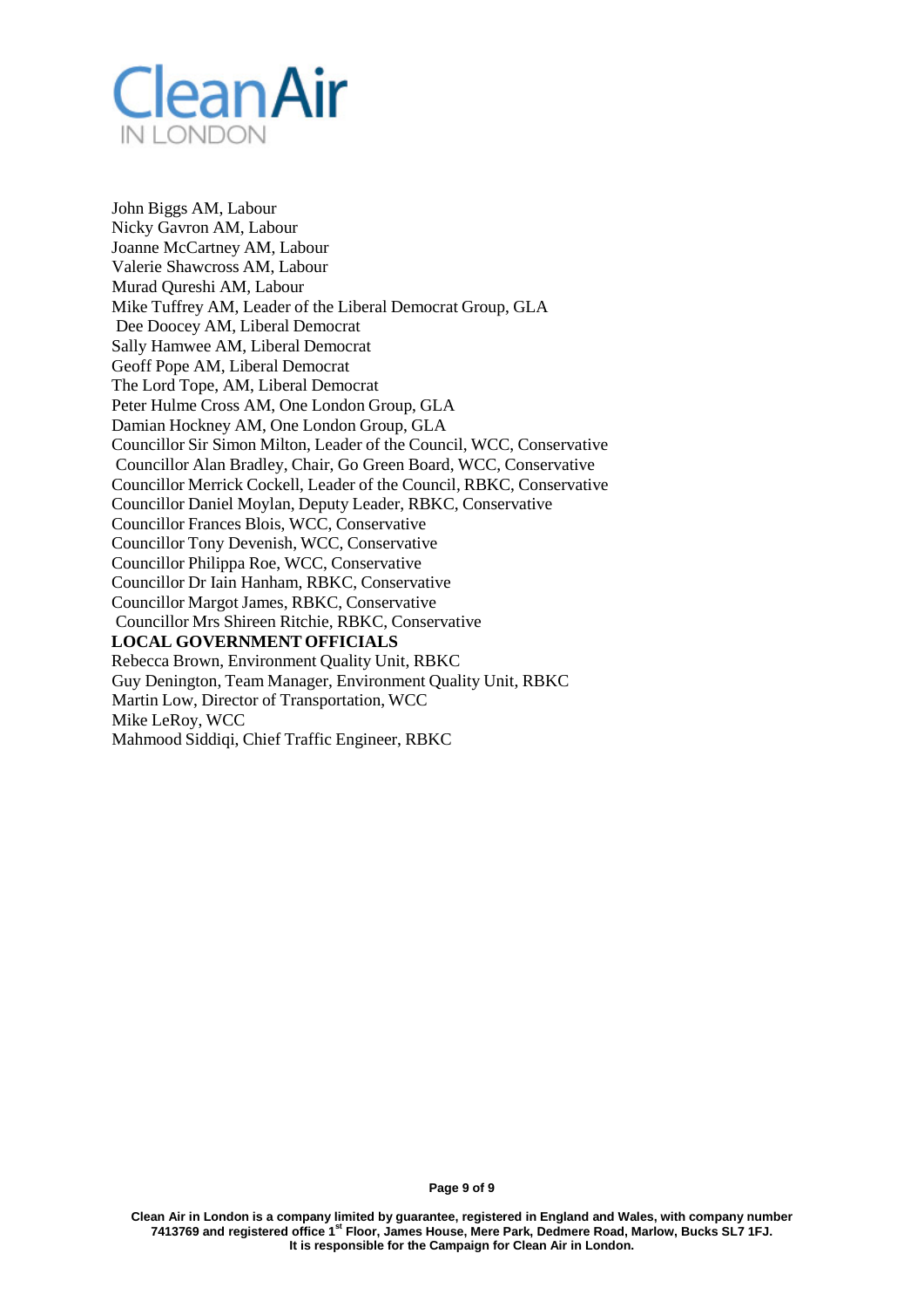John Biggs AM, Labour
Nicky Gavron AM, Labour
Joanne McCartney AM, Labour
Valerie Shawcross AM, Labour
Murad Qureshi AM, Labour
Mike Tuffrey AM, Leader of the Liberal Democrat Group, GLA
Dee Doocey AM, Liberal Democrat
Sally Hamwee AM, Liberal Democrat
Geoff Pope AM, Liberal Democrat
The Lord Tope, AM, Liberal Democrat
Peter Hulme Cross AM, One London Group, GLA
Damian Hockney AM, One London Group, GLA
Councillor Sir Simon Milton, Leader of the Council, WCC, Conservative
Councillor Alan Bradley, Chair, Go Green Board, WCC, Conservative
Councillor Merrick Cockell, Leader of the Council, RBKC, Conservative
Councillor Daniel Moylan, Deputy Leader, RBKC, Conservative
Councillor Frances Blois, WCC, Conservative
Councillor Tony Devenish, WCC, Conservative
Councillor Philippa Roe, WCC, Conservative
Councillor Dr Iain Hanham, RBKC, Conservative
Councillor Margot James, RBKC, Conservative
Councillor Mrs Shireen Ritchie, RBKC, Conservative

**LOCAL GOVERNMENT OFFICIALS**

Rebecca Brown, Environment Quality Unit, RBKC
Guy Denington, Team Manager, Environment Quality Unit, RBKC
Martin Low, Director of Transportation, WCC
Mike LeRoy, WCC
Mahmood Siddiqi, Chief Traffic Engineer, RBKC